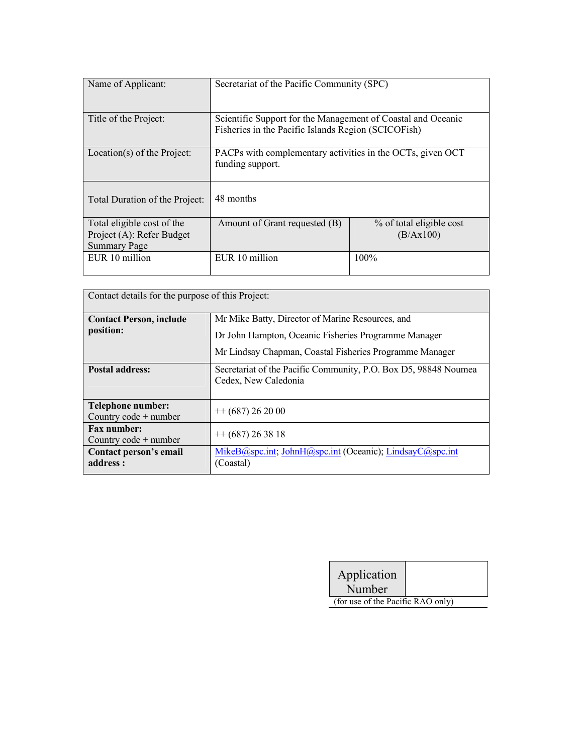| Name of Applicant: | Secretariat of the Pacific Community (SPC) | |
|---|---|---|
| Title of the Project: | Scientific Support for the Management of Coastal and Oceanic Fisheries in the Pacific Islands Region (SCICOFish) | |
| Location(s) of the Project: | PACPs with complementary activities in the OCTs, given OCT funding support. | |
| Total Duration of the Project: | 48 months | |
| Total eligible cost of the Project (A): Refer Budget Summary Page | Amount of Grant requested (B) | % of total eligible cost (B/Ax100) |
| EUR 10 million | EUR 10 million | 100% |

| Contact details for the purpose of this Project: | |
|---|---|
| **Contact Person, include position:** | Mr Mike Batty, Director of Marine Resources, and<br>Dr John Hampton, Oceanic Fisheries Programme Manager<br>Mr Lindsay Chapman, Coastal Fisheries Programme Manager |
| **Postal address:** | Secretariat of the Pacific Community, P.O. Box D5, 98848 Noumea Cedex, New Caledonia |
| **Telephone number:** Country code + number | ++ (687) 26 20 00 |
| **Fax number:** Country code + number | ++ (687) 26 38 18 |
| **Contact person's email address :** | MikeB@spc.int; JohnH@spc.int (Oceanic); LindsayC@spc.int (Coastal) |

| Application Number | |
|---|---|

(for use of the Pacific RAO only)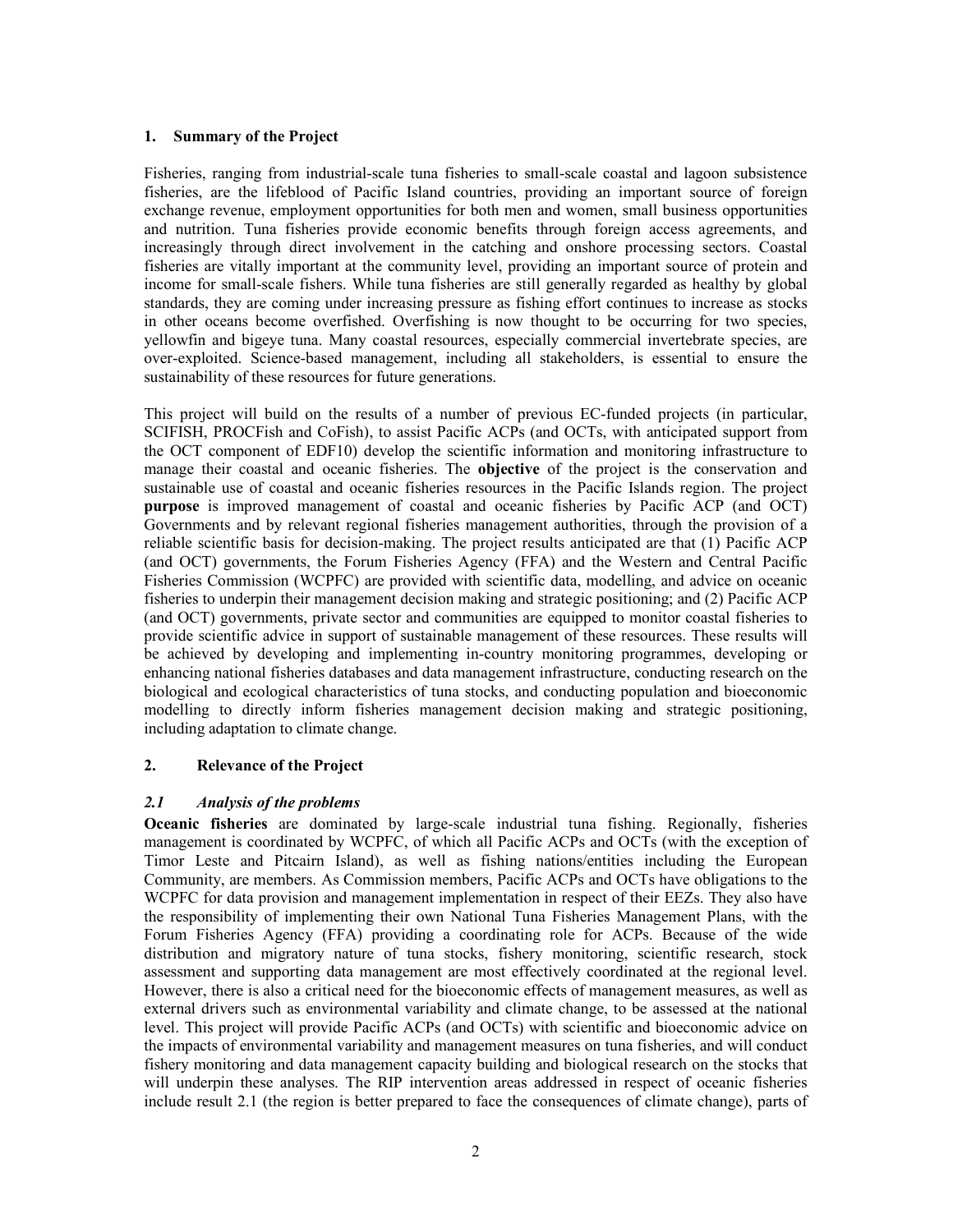## 1. Summary of the Project

Fisheries, ranging from industrial-scale tuna fisheries to small-scale coastal and lagoon subsistence fisheries, are the lifeblood of Pacific Island countries, providing an important source of foreign exchange revenue, employment opportunities for both men and women, small business opportunities and nutrition. Tuna fisheries provide economic benefits through foreign access agreements, and increasingly through direct involvement in the catching and onshore processing sectors. Coastal fisheries are vitally important at the community level, providing an important source of protein and income for small-scale fishers. While tuna fisheries are still generally regarded as healthy by global standards, they are coming under increasing pressure as fishing effort continues to increase as stocks in other oceans become overfished. Overfishing is now thought to be occurring for two species, yellowfin and bigeye tuna. Many coastal resources, especially commercial invertebrate species, are over-exploited. Science-based management, including all stakeholders, is essential to ensure the sustainability of these resources for future generations.

This project will build on the results of a number of previous EC-funded projects (in particular, SCIFISH, PROCFish and CoFish), to assist Pacific ACPs (and OCTs, with anticipated support from the OCT component of EDF10) develop the scientific information and monitoring infrastructure to manage their coastal and oceanic fisheries. The **objective** of the project is the conservation and sustainable use of coastal and oceanic fisheries resources in the Pacific Islands region. The project **purpose** is improved management of coastal and oceanic fisheries by Pacific ACP (and OCT) Governments and by relevant regional fisheries management authorities, through the provision of a reliable scientific basis for decision-making. The project results anticipated are that (1) Pacific ACP (and OCT) governments, the Forum Fisheries Agency (FFA) and the Western and Central Pacific Fisheries Commission (WCPFC) are provided with scientific data, modelling, and advice on oceanic fisheries to underpin their management decision making and strategic positioning; and (2) Pacific ACP (and OCT) governments, private sector and communities are equipped to monitor coastal fisheries to provide scientific advice in support of sustainable management of these resources. These results will be achieved by developing and implementing in-country monitoring programmes, developing or enhancing national fisheries databases and data management infrastructure, conducting research on the biological and ecological characteristics of tuna stocks, and conducting population and bioeconomic modelling to directly inform fisheries management decision making and strategic positioning, including adaptation to climate change.

## 2. Relevance of the Project

### *2.1 Analysis of the problems*

**Oceanic fisheries** are dominated by large-scale industrial tuna fishing. Regionally, fisheries management is coordinated by WCPFC, of which all Pacific ACPs and OCTs (with the exception of Timor Leste and Pitcairn Island), as well as fishing nations/entities including the European Community, are members. As Commission members, Pacific ACPs and OCTs have obligations to the WCPFC for data provision and management implementation in respect of their EEZs. They also have the responsibility of implementing their own National Tuna Fisheries Management Plans, with the Forum Fisheries Agency (FFA) providing a coordinating role for ACPs. Because of the wide distribution and migratory nature of tuna stocks, fishery monitoring, scientific research, stock assessment and supporting data management are most effectively coordinated at the regional level. However, there is also a critical need for the bioeconomic effects of management measures, as well as external drivers such as environmental variability and climate change, to be assessed at the national level. This project will provide Pacific ACPs (and OCTs) with scientific and bioeconomic advice on the impacts of environmental variability and management measures on tuna fisheries, and will conduct fishery monitoring and data management capacity building and biological research on the stocks that will underpin these analyses. The RIP intervention areas addressed in respect of oceanic fisheries include result 2.1 (the region is better prepared to face the consequences of climate change), parts of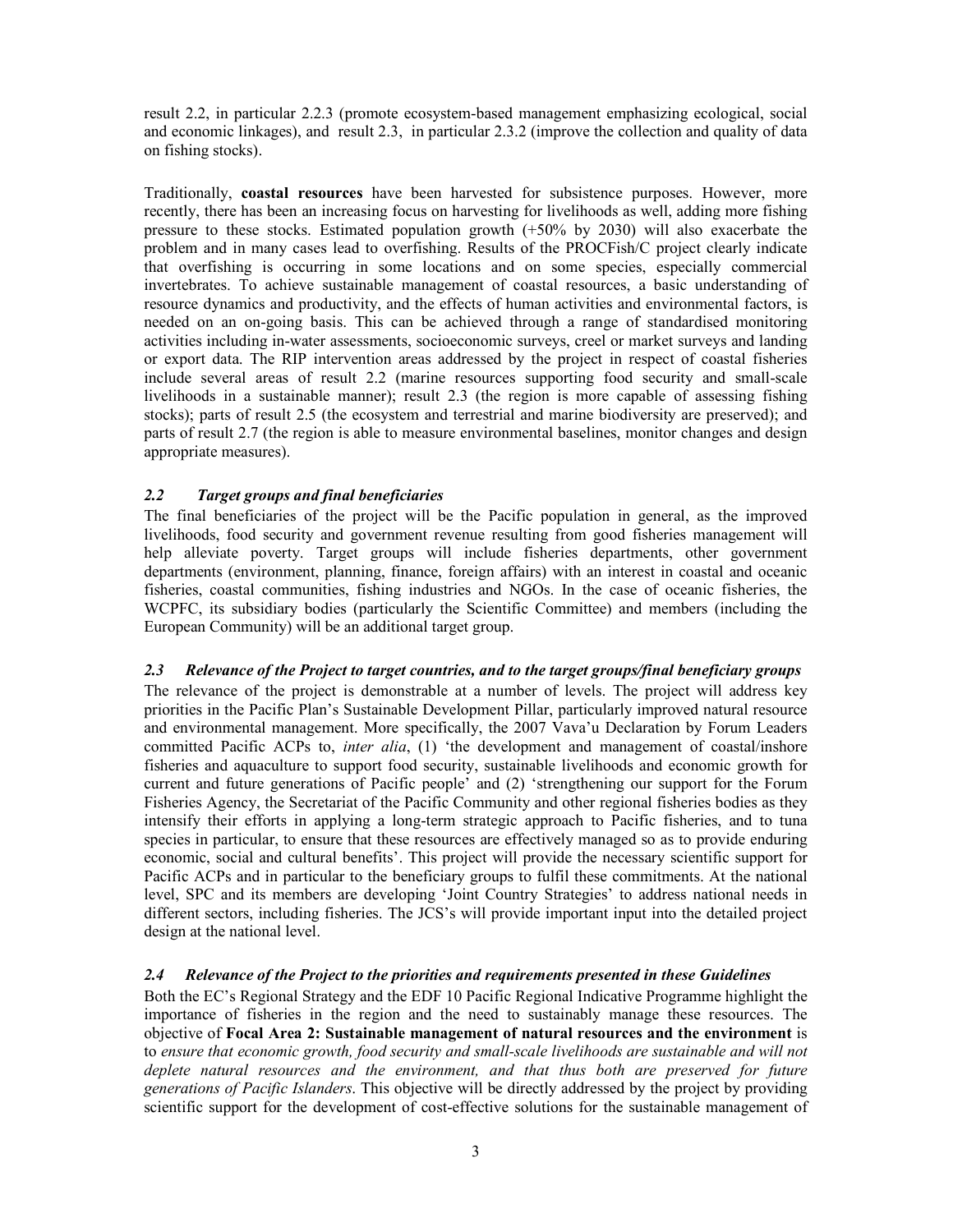result 2.2, in particular 2.2.3 (promote ecosystem-based management emphasizing ecological, social and economic linkages), and result 2.3, in particular 2.3.2 (improve the collection and quality of data on fishing stocks).

Traditionally, **coastal resources** have been harvested for subsistence purposes. However, more recently, there has been an increasing focus on harvesting for livelihoods as well, adding more fishing pressure to these stocks. Estimated population growth (+50% by 2030) will also exacerbate the problem and in many cases lead to overfishing. Results of the PROCFish/C project clearly indicate that overfishing is occurring in some locations and on some species, especially commercial invertebrates. To achieve sustainable management of coastal resources, a basic understanding of resource dynamics and productivity, and the effects of human activities and environmental factors, is needed on an on-going basis. This can be achieved through a range of standardised monitoring activities including in-water assessments, socioeconomic surveys, creel or market surveys and landing or export data. The RIP intervention areas addressed by the project in respect of coastal fisheries include several areas of result 2.2 (marine resources supporting food security and small-scale livelihoods in a sustainable manner); result 2.3 (the region is more capable of assessing fishing stocks); parts of result 2.5 (the ecosystem and terrestrial and marine biodiversity are preserved); and parts of result 2.7 (the region is able to measure environmental baselines, monitor changes and design appropriate measures).

### *2.2 Target groups and final beneficiaries*

The final beneficiaries of the project will be the Pacific population in general, as the improved livelihoods, food security and government revenue resulting from good fisheries management will help alleviate poverty. Target groups will include fisheries departments, other government departments (environment, planning, finance, foreign affairs) with an interest in coastal and oceanic fisheries, coastal communities, fishing industries and NGOs. In the case of oceanic fisheries, the WCPFC, its subsidiary bodies (particularly the Scientific Committee) and members (including the European Community) will be an additional target group.

### *2.3 Relevance of the Project to target countries, and to the target groups/final beneficiary groups*

The relevance of the project is demonstrable at a number of levels. The project will address key priorities in the Pacific Plan's Sustainable Development Pillar, particularly improved natural resource and environmental management. More specifically, the 2007 Vava'u Declaration by Forum Leaders committed Pacific ACPs to, *inter alia*, (1) 'the development and management of coastal/inshore fisheries and aquaculture to support food security, sustainable livelihoods and economic growth for current and future generations of Pacific people' and (2) 'strengthening our support for the Forum Fisheries Agency, the Secretariat of the Pacific Community and other regional fisheries bodies as they intensify their efforts in applying a long-term strategic approach to Pacific fisheries, and to tuna species in particular, to ensure that these resources are effectively managed so as to provide enduring economic, social and cultural benefits'. This project will provide the necessary scientific support for Pacific ACPs and in particular to the beneficiary groups to fulfil these commitments. At the national level, SPC and its members are developing 'Joint Country Strategies' to address national needs in different sectors, including fisheries. The JCS's will provide important input into the detailed project design at the national level.

### *2.4 Relevance of the Project to the priorities and requirements presented in these Guidelines*

Both the EC's Regional Strategy and the EDF 10 Pacific Regional Indicative Programme highlight the importance of fisheries in the region and the need to sustainably manage these resources. The objective of **Focal Area 2: Sustainable management of natural resources and the environment** is to *ensure that economic growth, food security and small-scale livelihoods are sustainable and will not deplete natural resources and the environment, and that thus both are preserved for future generations of Pacific Islanders*. This objective will be directly addressed by the project by providing scientific support for the development of cost-effective solutions for the sustainable management of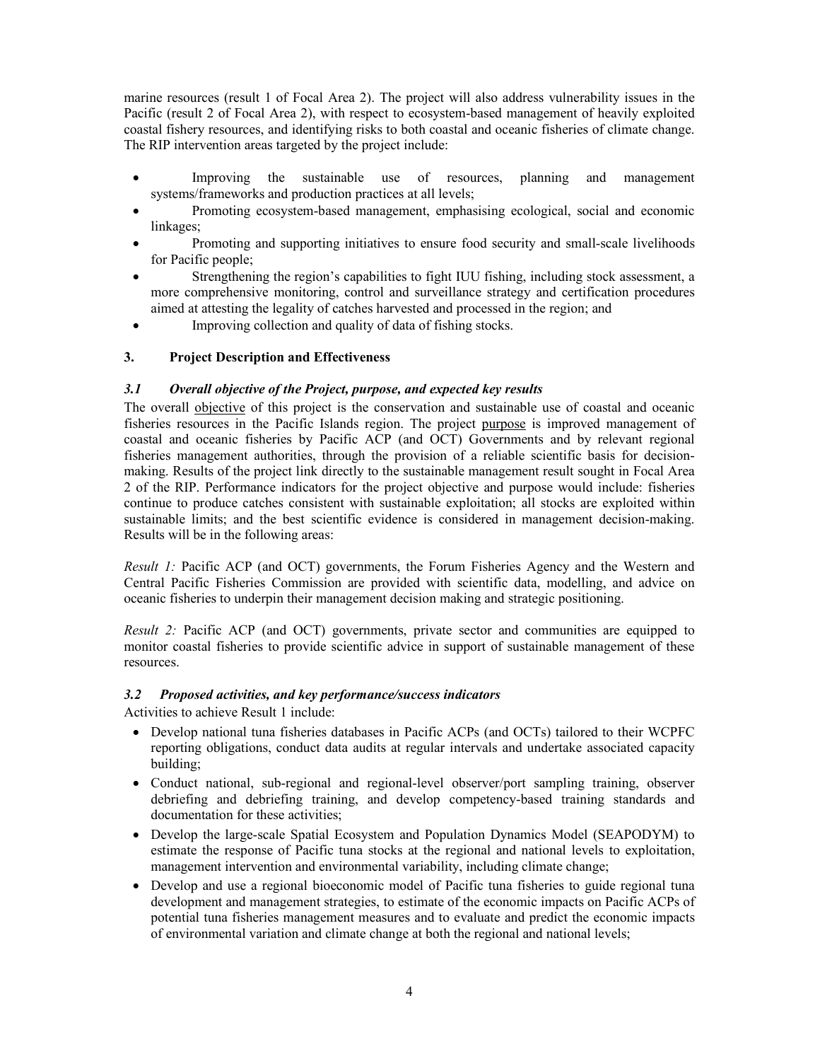marine resources (result 1 of Focal Area 2). The project will also address vulnerability issues in the Pacific (result 2 of Focal Area 2), with respect to ecosystem-based management of heavily exploited coastal fishery resources, and identifying risks to both coastal and oceanic fisheries of climate change. The RIP intervention areas targeted by the project include:

- Improving the sustainable use of resources, planning and management systems/frameworks and production practices at all levels;
- Promoting ecosystem-based management, emphasising ecological, social and economic linkages;
- Promoting and supporting initiatives to ensure food security and small-scale livelihoods for Pacific people;
- Strengthening the region's capabilities to fight IUU fishing, including stock assessment, a more comprehensive monitoring, control and surveillance strategy and certification procedures aimed at attesting the legality of catches harvested and processed in the region; and
- Improving collection and quality of data of fishing stocks.

## 3. Project Description and Effectiveness

### *3.1 Overall objective of the Project, purpose, and expected key results*

The overall objective of this project is the conservation and sustainable use of coastal and oceanic fisheries resources in the Pacific Islands region. The project purpose is improved management of coastal and oceanic fisheries by Pacific ACP (and OCT) Governments and by relevant regional fisheries management authorities, through the provision of a reliable scientific basis for decision-making. Results of the project link directly to the sustainable management result sought in Focal Area 2 of the RIP. Performance indicators for the project objective and purpose would include: fisheries continue to produce catches consistent with sustainable exploitation; all stocks are exploited within sustainable limits; and the best scientific evidence is considered in management decision-making. Results will be in the following areas:

*Result 1:* Pacific ACP (and OCT) governments, the Forum Fisheries Agency and the Western and Central Pacific Fisheries Commission are provided with scientific data, modelling, and advice on oceanic fisheries to underpin their management decision making and strategic positioning.

*Result 2:* Pacific ACP (and OCT) governments, private sector and communities are equipped to monitor coastal fisheries to provide scientific advice in support of sustainable management of these resources.

### *3.2 Proposed activities, and key performance/success indicators*

Activities to achieve Result 1 include:

- Develop national tuna fisheries databases in Pacific ACPs (and OCTs) tailored to their WCPFC reporting obligations, conduct data audits at regular intervals and undertake associated capacity building;
- Conduct national, sub-regional and regional-level observer/port sampling training, observer debriefing and debriefing training, and develop competency-based training standards and documentation for these activities;
- Develop the large-scale Spatial Ecosystem and Population Dynamics Model (SEAPODYM) to estimate the response of Pacific tuna stocks at the regional and national levels to exploitation, management intervention and environmental variability, including climate change;
- Develop and use a regional bioeconomic model of Pacific tuna fisheries to guide regional tuna development and management strategies, to estimate of the economic impacts on Pacific ACPs of potential tuna fisheries management measures and to evaluate and predict the economic impacts of environmental variation and climate change at both the regional and national levels;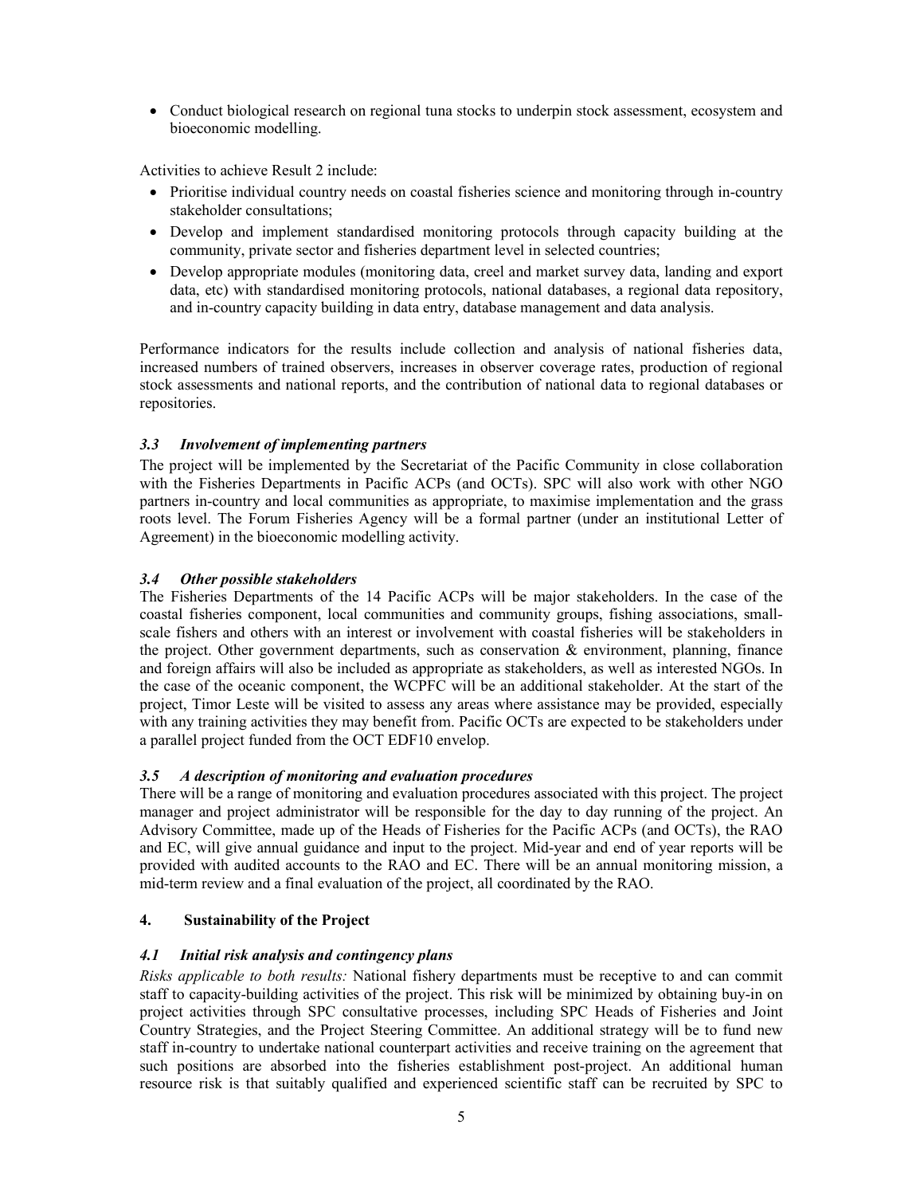- Conduct biological research on regional tuna stocks to underpin stock assessment, ecosystem and bioeconomic modelling.

Activities to achieve Result 2 include:

- Prioritise individual country needs on coastal fisheries science and monitoring through in-country stakeholder consultations;
- Develop and implement standardised monitoring protocols through capacity building at the community, private sector and fisheries department level in selected countries;
- Develop appropriate modules (monitoring data, creel and market survey data, landing and export data, etc) with standardised monitoring protocols, national databases, a regional data repository, and in-country capacity building in data entry, database management and data analysis.

Performance indicators for the results include collection and analysis of national fisheries data, increased numbers of trained observers, increases in observer coverage rates, production of regional stock assessments and national reports, and the contribution of national data to regional databases or repositories.

### *3.3 Involvement of implementing partners*

The project will be implemented by the Secretariat of the Pacific Community in close collaboration with the Fisheries Departments in Pacific ACPs (and OCTs). SPC will also work with other NGO partners in-country and local communities as appropriate, to maximise implementation and the grass roots level. The Forum Fisheries Agency will be a formal partner (under an institutional Letter of Agreement) in the bioeconomic modelling activity.

### *3.4 Other possible stakeholders*

The Fisheries Departments of the 14 Pacific ACPs will be major stakeholders. In the case of the coastal fisheries component, local communities and community groups, fishing associations, small-scale fishers and others with an interest or involvement with coastal fisheries will be stakeholders in the project. Other government departments, such as conservation & environment, planning, finance and foreign affairs will also be included as appropriate as stakeholders, as well as interested NGOs. In the case of the oceanic component, the WCPFC will be an additional stakeholder. At the start of the project, Timor Leste will be visited to assess any areas where assistance may be provided, especially with any training activities they may benefit from. Pacific OCTs are expected to be stakeholders under a parallel project funded from the OCT EDF10 envelop.

### *3.5 A description of monitoring and evaluation procedures*

There will be a range of monitoring and evaluation procedures associated with this project. The project manager and project administrator will be responsible for the day to day running of the project. An Advisory Committee, made up of the Heads of Fisheries for the Pacific ACPs (and OCTs), the RAO and EC, will give annual guidance and input to the project. Mid-year and end of year reports will be provided with audited accounts to the RAO and EC. There will be an annual monitoring mission, a mid-term review and a final evaluation of the project, all coordinated by the RAO.

## 4. Sustainability of the Project

### *4.1 Initial risk analysis and contingency plans*

*Risks applicable to both results:* National fishery departments must be receptive to and can commit staff to capacity-building activities of the project. This risk will be minimized by obtaining buy-in on project activities through SPC consultative processes, including SPC Heads of Fisheries and Joint Country Strategies, and the Project Steering Committee. An additional strategy will be to fund new staff in-country to undertake national counterpart activities and receive training on the agreement that such positions are absorbed into the fisheries establishment post-project. An additional human resource risk is that suitably qualified and experienced scientific staff can be recruited by SPC to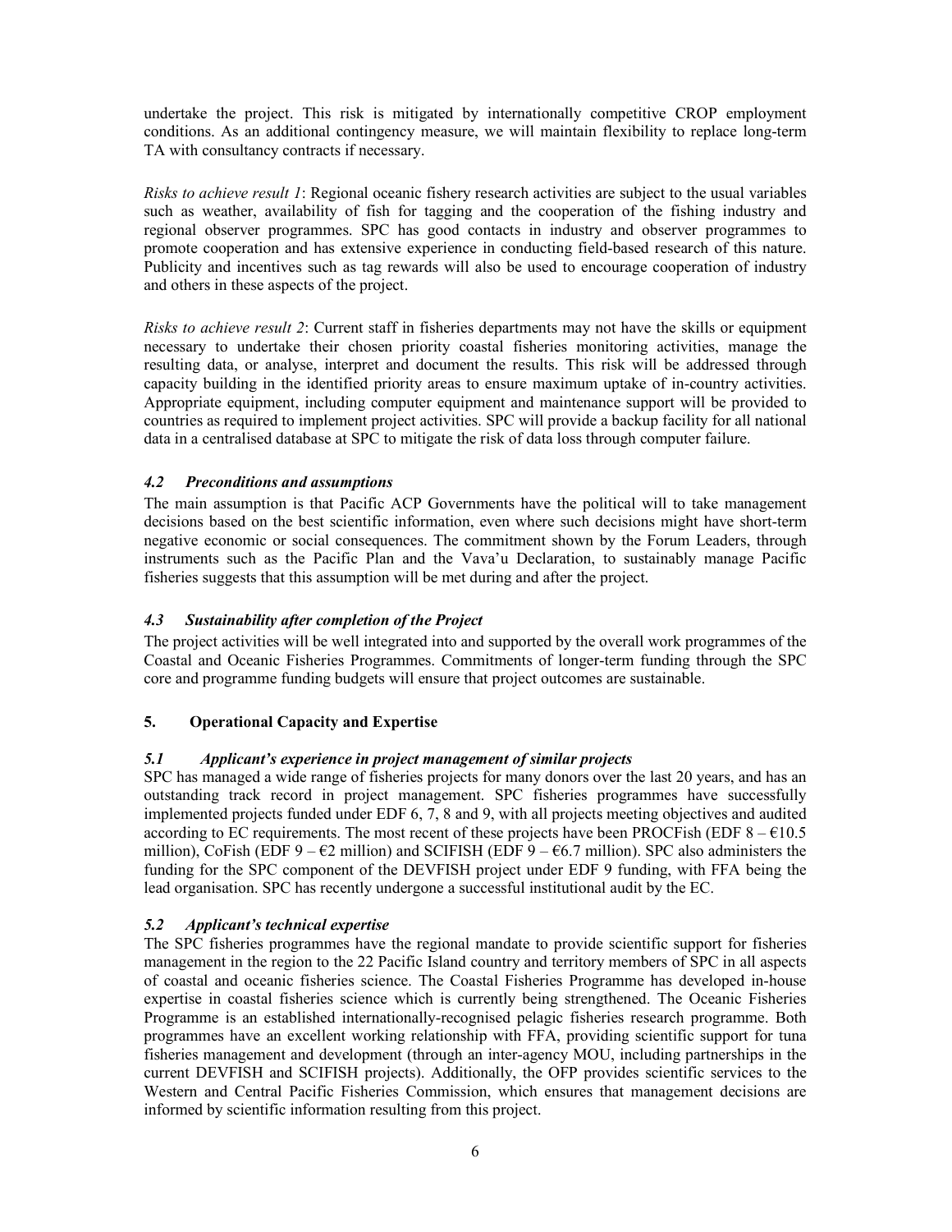undertake the project. This risk is mitigated by internationally competitive CROP employment conditions. As an additional contingency measure, we will maintain flexibility to replace long-term TA with consultancy contracts if necessary.

*Risks to achieve result 1*: Regional oceanic fishery research activities are subject to the usual variables such as weather, availability of fish for tagging and the cooperation of the fishing industry and regional observer programmes. SPC has good contacts in industry and observer programmes to promote cooperation and has extensive experience in conducting field-based research of this nature. Publicity and incentives such as tag rewards will also be used to encourage cooperation of industry and others in these aspects of the project.

*Risks to achieve result 2*: Current staff in fisheries departments may not have the skills or equipment necessary to undertake their chosen priority coastal fisheries monitoring activities, manage the resulting data, or analyse, interpret and document the results. This risk will be addressed through capacity building in the identified priority areas to ensure maximum uptake of in-country activities. Appropriate equipment, including computer equipment and maintenance support will be provided to countries as required to implement project activities. SPC will provide a backup facility for all national data in a centralised database at SPC to mitigate the risk of data loss through computer failure.

### *4.2 Preconditions and assumptions*

The main assumption is that Pacific ACP Governments have the political will to take management decisions based on the best scientific information, even where such decisions might have short-term negative economic or social consequences. The commitment shown by the Forum Leaders, through instruments such as the Pacific Plan and the Vava'u Declaration, to sustainably manage Pacific fisheries suggests that this assumption will be met during and after the project.

### *4.3 Sustainability after completion of the Project*

The project activities will be well integrated into and supported by the overall work programmes of the Coastal and Oceanic Fisheries Programmes. Commitments of longer-term funding through the SPC core and programme funding budgets will ensure that project outcomes are sustainable.

## 5. Operational Capacity and Expertise

### *5.1 Applicant's experience in project management of similar projects*

SPC has managed a wide range of fisheries projects for many donors over the last 20 years, and has an outstanding track record in project management. SPC fisheries programmes have successfully implemented projects funded under EDF 6, 7, 8 and 9, with all projects meeting objectives and audited according to EC requirements. The most recent of these projects have been PROCFish (EDF 8 – €10.5 million), CoFish (EDF 9 – €2 million) and SCIFISH (EDF 9 – €6.7 million). SPC also administers the funding for the SPC component of the DEVFISH project under EDF 9 funding, with FFA being the lead organisation. SPC has recently undergone a successful institutional audit by the EC.

### *5.2 Applicant's technical expertise*

The SPC fisheries programmes have the regional mandate to provide scientific support for fisheries management in the region to the 22 Pacific Island country and territory members of SPC in all aspects of coastal and oceanic fisheries science. The Coastal Fisheries Programme has developed in-house expertise in coastal fisheries science which is currently being strengthened. The Oceanic Fisheries Programme is an established internationally-recognised pelagic fisheries research programme. Both programmes have an excellent working relationship with FFA, providing scientific support for tuna fisheries management and development (through an inter-agency MOU, including partnerships in the current DEVFISH and SCIFISH projects). Additionally, the OFP provides scientific services to the Western and Central Pacific Fisheries Commission, which ensures that management decisions are informed by scientific information resulting from this project.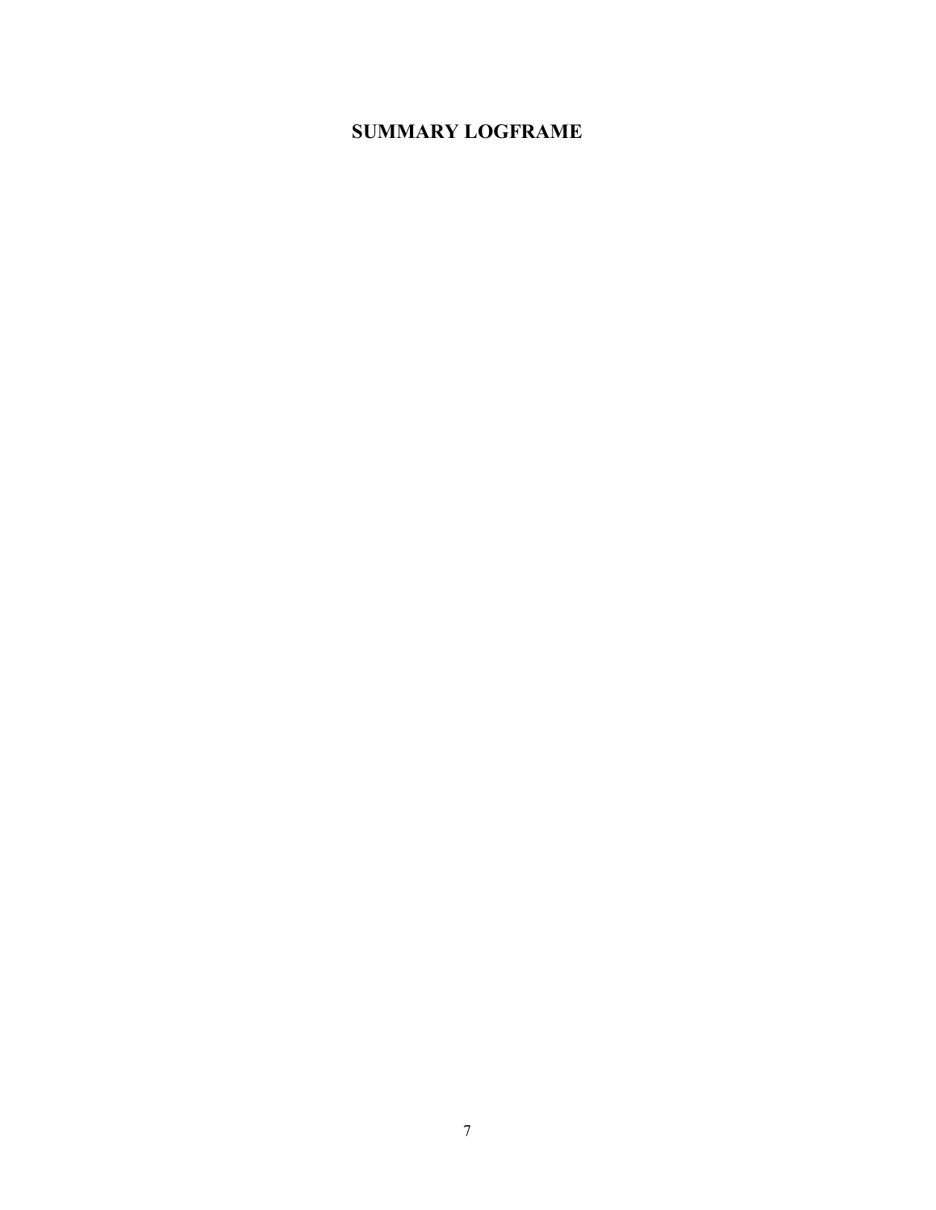## SUMMARY LOGFRAME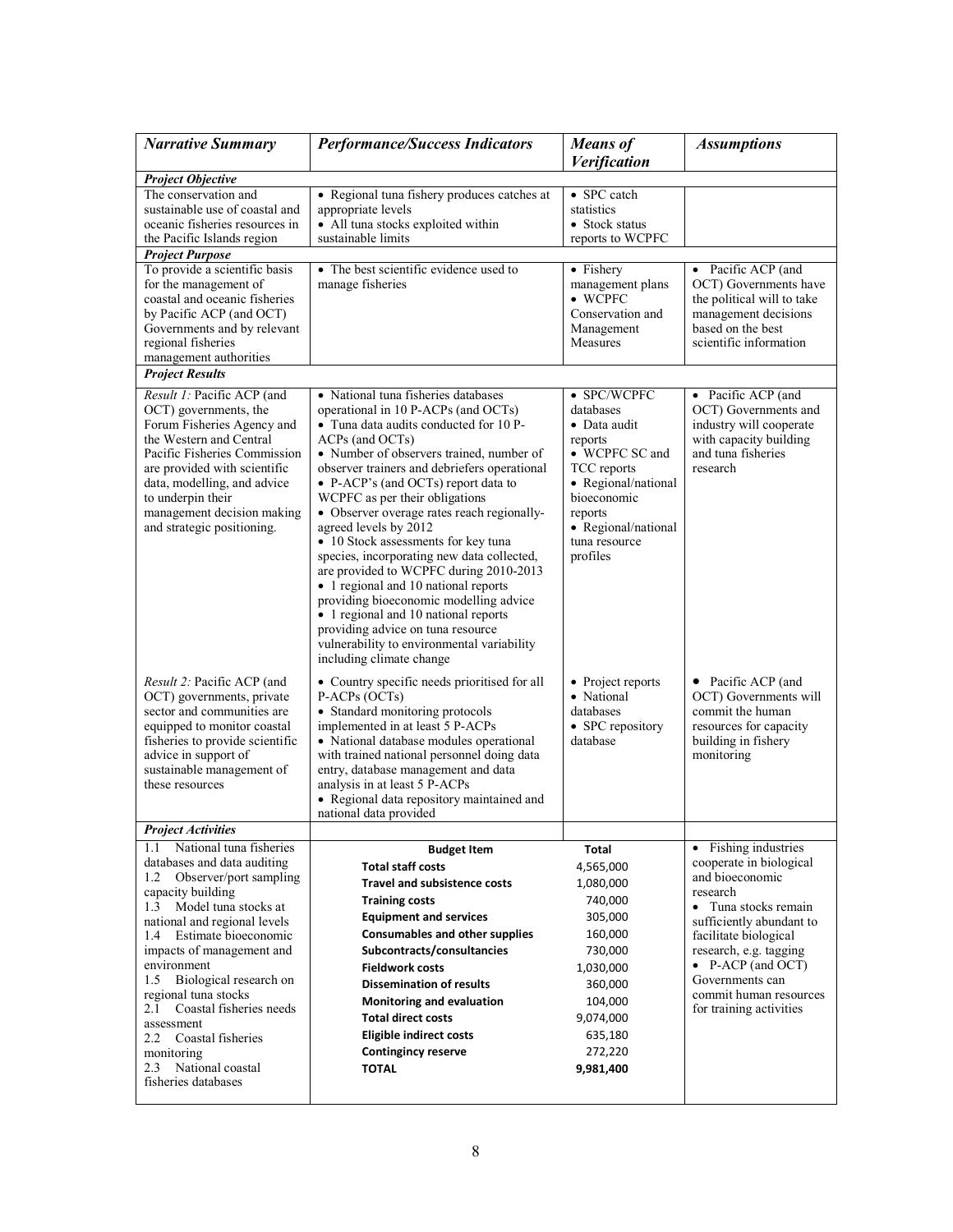| *Narrative Summary* | *Performance/Success Indicators* | *Means of Verification* | *Assumptions* |
|---|---|---|---|
| ***Project Objective*** | | | |
| The conservation and sustainable use of coastal and oceanic fisheries resources in the Pacific Islands region | • Regional tuna fishery produces catches at appropriate levels<br>• All tuna stocks exploited within sustainable limits | • SPC catch statistics<br>• Stock status reports to WCPFC | |
| ***Project Purpose*** | | | |
| To provide a scientific basis for the management of coastal and oceanic fisheries by Pacific ACP (and OCT) Governments and by relevant regional fisheries management authorities | • The best scientific evidence used to manage fisheries | • Fishery management plans<br>• WCPFC Conservation and Management Measures | • Pacific ACP (and OCT) Governments have the political will to take management decisions based on the best scientific information |
| ***Project Results*** | | | |
| *Result 1:* Pacific ACP (and OCT) governments, the Forum Fisheries Agency and the Western and Central Pacific Fisheries Commission are provided with scientific data, modelling, and advice to underpin their management decision making and strategic positioning. | • National tuna fisheries databases operational in 10 P-ACPs (and OCTs)<br>• Tuna data audits conducted for 10 P-ACPs (and OCTs)<br>• Number of observers trained, number of observer trainers and debriefers operational<br>• P-ACP's (and OCTs) report data to WCPFC as per their obligations<br>• Observer overage rates reach regionally-agreed levels by 2012<br>• 10 Stock assessments for key tuna species, incorporating new data collected, are provided to WCPFC during 2010-2013<br>• 1 regional and 10 national reports providing bioeconomic modelling advice<br>• 1 regional and 10 national reports providing advice on tuna resource vulnerability to environmental variability including climate change | • SPC/WCPFC databases<br>• Data audit reports<br>• WCPFC SC and TCC reports<br>• Regional/national bioeconomic reports<br>• Regional/national tuna resource profiles | • Pacific ACP (and OCT) Governments and industry will cooperate with capacity building and tuna fisheries research |
| *Result 2:* Pacific ACP (and OCT) governments, private sector and communities are equipped to monitor coastal fisheries to provide scientific advice in support of sustainable management of these resources | • Country specific needs prioritised for all P-ACPs (OCTs)<br>• Standard monitoring protocols implemented in at least 5 P-ACPs<br>• National database modules operational with trained national personnel doing data entry, database management and data analysis in at least 5 P-ACPs<br>• Regional data repository maintained and national data provided | • Project reports<br>• National databases<br>• SPC repository database | • Pacific ACP (and OCT) Governments will commit the human resources for capacity building in fishery monitoring |
| ***Project Activities*** | | | |
| 1.1 National tuna fisheries databases and data auditing<br>1.2 Observer/port sampling capacity building<br>1.3 Model tuna stocks at national and regional levels<br>1.4 Estimate bioeconomic impacts of management and environment<br>1.5 Biological research on regional tuna stocks<br>2.1 Coastal fisheries needs assessment<br>2.2 Coastal fisheries monitoring<br>2.3 National coastal fisheries databases | **Budget Item**<br>**Total staff costs**<br>**Travel and subsistence costs**<br>**Training costs**<br>**Equipment and services**<br>**Consumables and other supplies**<br>**Subcontracts/consultancies**<br>**Fieldwork costs**<br>**Dissemination of results**<br>**Monitoring and evaluation**<br>**Total direct costs**<br>**Eligible indirect costs**<br>**Contingency reserve**<br>**TOTAL** | **Total**<br>4,565,000<br>1,080,000<br>740,000<br>305,000<br>160,000<br>730,000<br>1,030,000<br>360,000<br>104,000<br>9,074,000<br>635,180<br>272,220<br>**9,981,400** | • Fishing industries cooperate in biological and bioeconomic research<br>• Tuna stocks remain sufficiently abundant to facilitate biological research, e.g. tagging<br>• P-ACP (and OCT) Governments can commit human resources for training activities |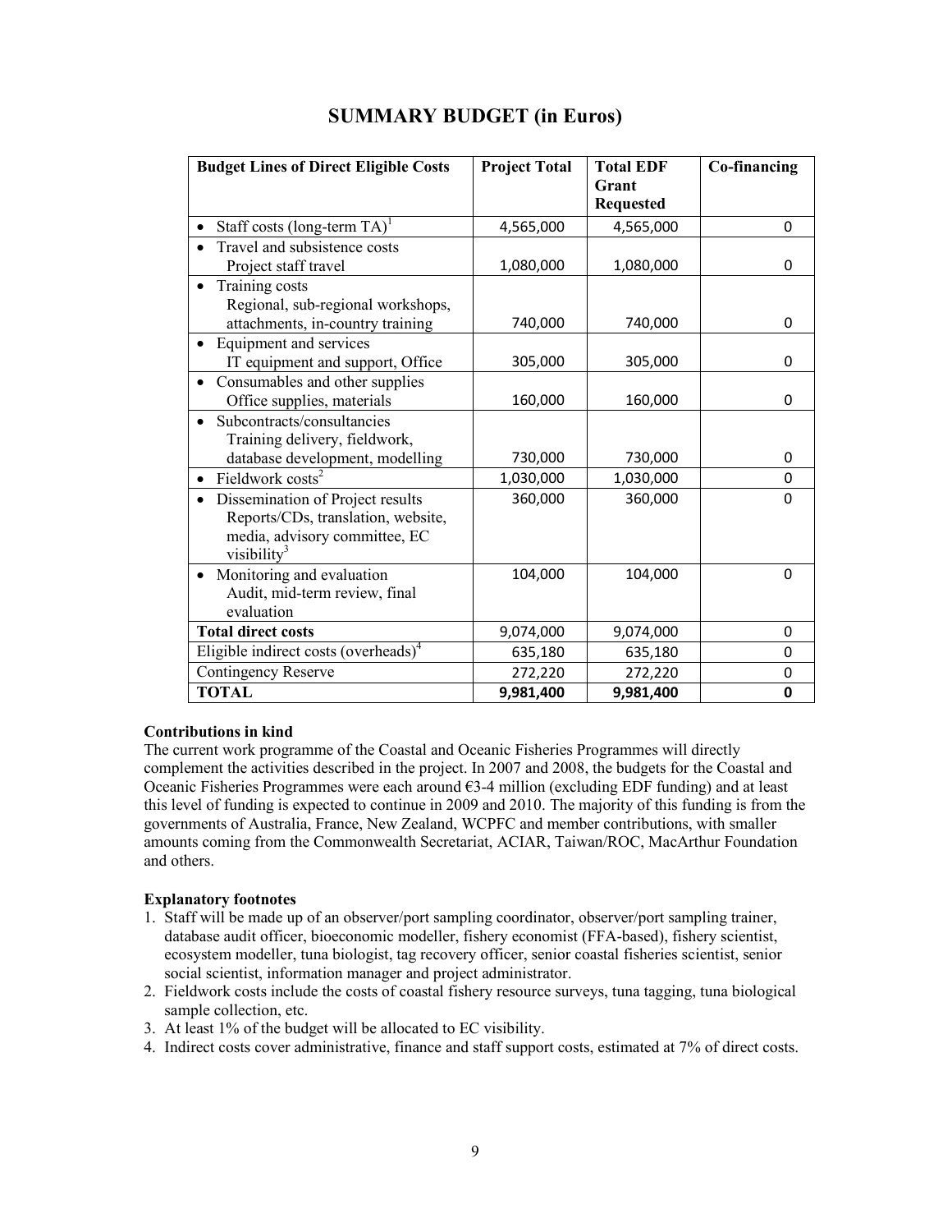## SUMMARY BUDGET (in Euros)

| Budget Lines of Direct Eligible Costs | Project Total | Total EDF Grant Requested | Co-financing |
|---|---|---|---|
| • Staff costs (long-term TA)[1] | 4,565,000 | 4,565,000 | 0 |
| • Travel and subsistence costs<br>Project staff travel | 1,080,000 | 1,080,000 | 0 |
| • Training costs<br>Regional, sub-regional workshops, attachments, in-country training | 740,000 | 740,000 | 0 |
| • Equipment and services<br>IT equipment and support, Office | 305,000 | 305,000 | 0 |
| • Consumables and other supplies<br>Office supplies, materials | 160,000 | 160,000 | 0 |
| • Subcontracts/consultancies<br>Training delivery, fieldwork, database development, modelling | 730,000 | 730,000 | 0 |
| • Fieldwork costs[2] | 1,030,000 | 1,030,000 | 0 |
| • Dissemination of Project results<br>Reports/CDs, translation, website, media, advisory committee, EC visibility[3] | 360,000 | 360,000 | 0 |
| • Monitoring and evaluation<br>Audit, mid-term review, final evaluation | 104,000 | 104,000 | 0 |
| **Total direct costs** | 9,074,000 | 9,074,000 | 0 |
| Eligible indirect costs (overheads)[4] | 635,180 | 635,180 | 0 |
| Contingency Reserve | 272,220 | 272,220 | 0 |
| **TOTAL** | **9,981,400** | **9,981,400** | **0** |

**Contributions in kind**

The current work programme of the Coastal and Oceanic Fisheries Programmes will directly complement the activities described in the project. In 2007 and 2008, the budgets for the Coastal and Oceanic Fisheries Programmes were each around €3-4 million (excluding EDF funding) and at least this level of funding is expected to continue in 2009 and 2010. The majority of this funding is from the governments of Australia, France, New Zealand, WCPFC and member contributions, with smaller amounts coming from the Commonwealth Secretariat, ACIAR, Taiwan/ROC, MacArthur Foundation and others.

**Explanatory footnotes**

1. Staff will be made up of an observer/port sampling coordinator, observer/port sampling trainer, database audit officer, bioeconomic modeller, fishery economist (FFA-based), fishery scientist, ecosystem modeller, tuna biologist, tag recovery officer, senior coastal fisheries scientist, senior social scientist, information manager and project administrator.
2. Fieldwork costs include the costs of coastal fishery resource surveys, tuna tagging, tuna biological sample collection, etc.
3. At least 1% of the budget will be allocated to EC visibility.
4. Indirect costs cover administrative, finance and staff support costs, estimated at 7% of direct costs.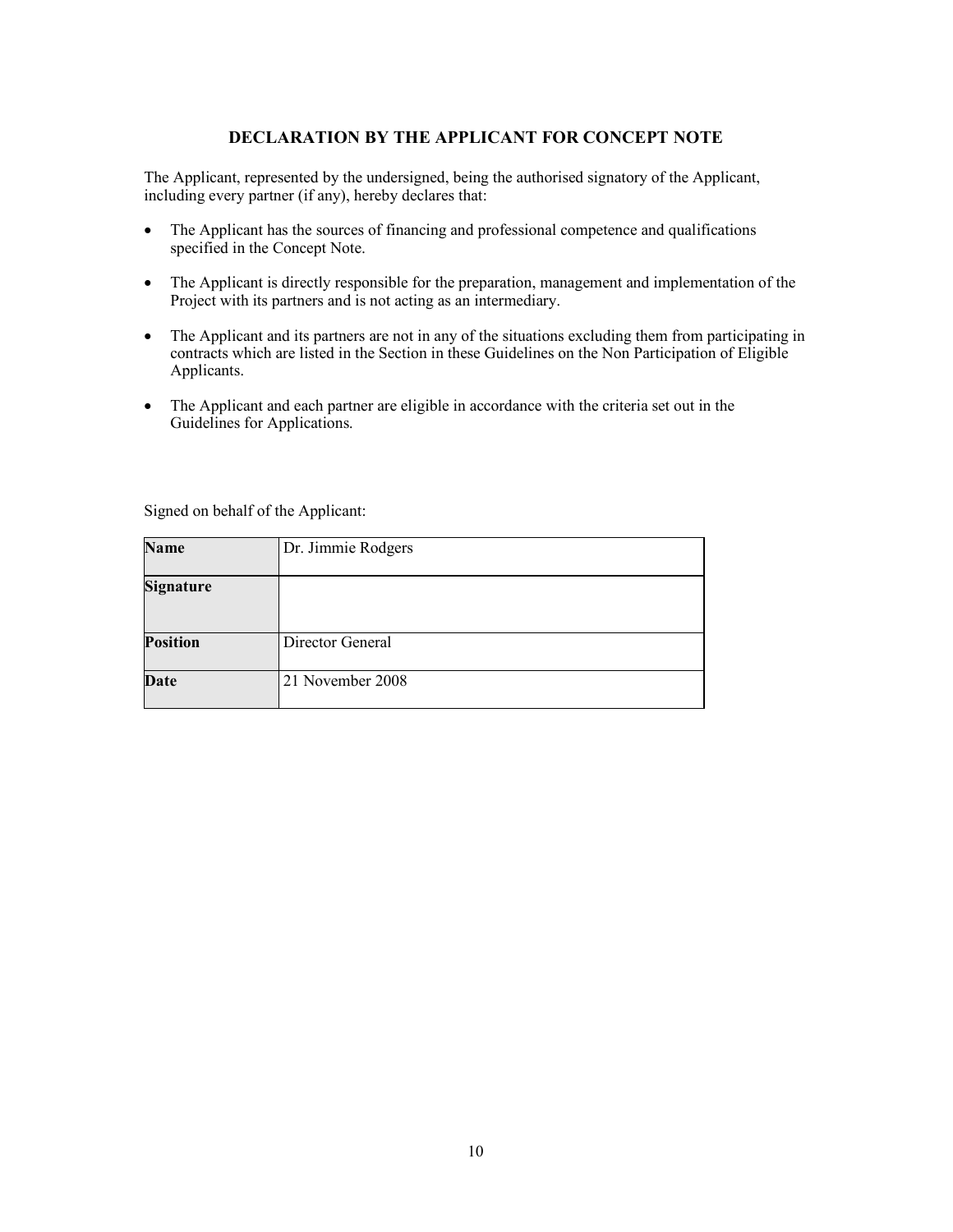## DECLARATION BY THE APPLICANT FOR CONCEPT NOTE

The Applicant, represented by the undersigned, being the authorised signatory of the Applicant, including every partner (if any), hereby declares that:

- The Applicant has the sources of financing and professional competence and qualifications specified in the Concept Note.
- The Applicant is directly responsible for the preparation, management and implementation of the Project with its partners and is not acting as an intermediary.
- The Applicant and its partners are not in any of the situations excluding them from participating in contracts which are listed in the Section in these Guidelines on the Non Participation of Eligible Applicants.
- The Applicant and each partner are eligible in accordance with the criteria set out in the Guidelines for Applications.

Signed on behalf of the Applicant:

| | |
|---|---|
| **Name** | Dr. Jimmie Rodgers |
| **Signature** | |
| **Position** | Director General |
| **Date** | 21 November 2008 |